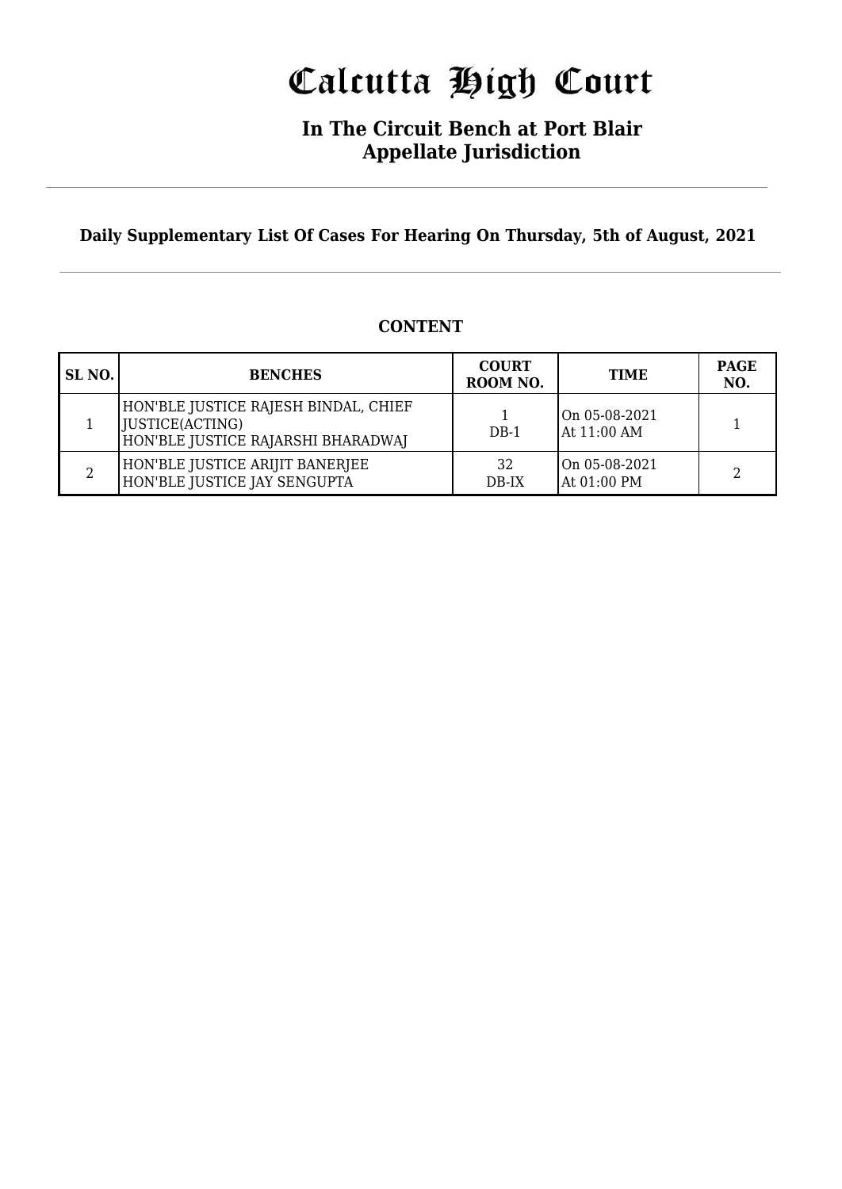# Calcutta High Court

## In The Circuit Bench at Port Blair
## Appellate Jurisdiction

**Daily Supplementary List Of Cases For Hearing On Thursday, 5th of August, 2021**

### CONTENT

| SL NO. | BENCHES | COURT ROOM NO. | TIME | PAGE NO. |
|---|---|---|---|---|
| 1 | HON'BLE JUSTICE RAJESH BINDAL, CHIEF JUSTICE(ACTING)<br>HON'BLE JUSTICE RAJARSHI BHARADWAJ | 1<br>DB-1 | On 05-08-2021<br>At 11:00 AM | 1 |
| 2 | HON'BLE JUSTICE ARIJIT BANERJEE<br>HON'BLE JUSTICE JAY SENGUPTA | 32<br>DB-IX | On 05-08-2021<br>At 01:00 PM | 2 |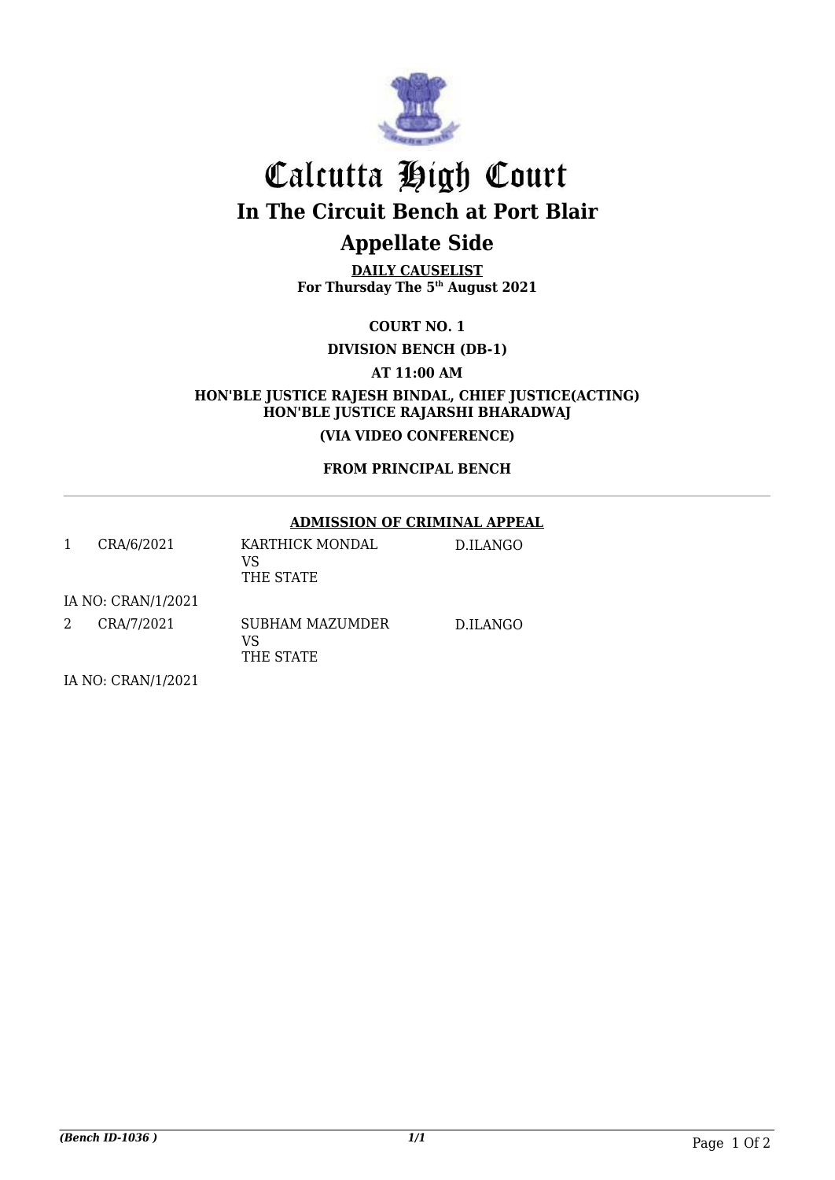# Calcutta High Court

## In The Circuit Bench at Port Blair

## Appellate Side

**DAILY CAUSELIST**
**For Thursday The 5th August 2021**

**COURT NO. 1**

**DIVISION BENCH (DB-1)**

**AT 11:00 AM**

**HON'BLE JUSTICE RAJESH BINDAL, CHIEF JUSTICE(ACTING)**
**HON'BLE JUSTICE RAJARSHI BHARADWAJ**

**(VIA VIDEO CONFERENCE)**

**FROM PRINCIPAL BENCH**

---

**ADMISSION OF CRIMINAL APPEAL**

| | | | |
|---|---|---|---|
| 1 | CRA/6/2021 | KARTHICK MONDAL<br>VS<br>THE STATE | D.ILANGO |
| IA NO: CRAN/1/2021 | | | |
| 2 | CRA/7/2021 | SUBHAM MAZUMDER<br>VS<br>THE STATE | D.ILANGO |
| IA NO: CRAN/1/2021 | | | |

*(Bench ID-1036 )*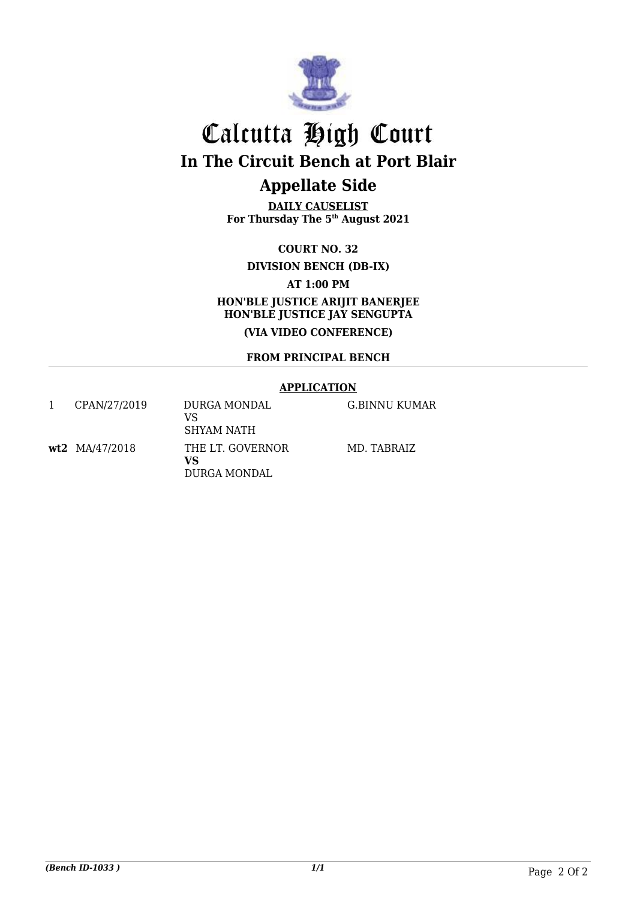# Calcutta High Court

## In The Circuit Bench at Port Blair

## Appellate Side

**DAILY CAUSELIST**
**For Thursday The 5th August 2021**

**COURT NO. 32**

**DIVISION BENCH (DB-IX)**

**AT 1:00 PM**

**HON'BLE JUSTICE ARIJIT BANERJEE**
**HON'BLE JUSTICE JAY SENGUPTA**

**(VIA VIDEO CONFERENCE)**

**FROM PRINCIPAL BENCH**

**APPLICATION**

| | | | |
|---|---|---|---|
| 1 | CPAN/27/2019 | DURGA MONDAL<br>VS<br>SHYAM NATH | G.BINNU KUMAR |
| **wt2** | MA/47/2018 | THE LT. GOVERNOR<br>**VS**<br>DURGA MONDAL | MD. TABRAIZ |

*(Bench ID-1033 )*